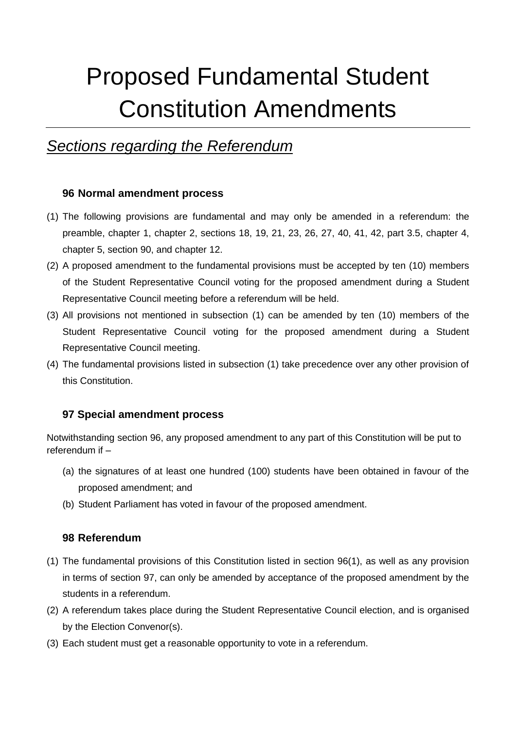# Proposed Fundamental Student Constitution Amendments

## *Sections regarding the Referendum*

### 96 Normal amendment process

(1) The following provisions are fundamental and may only be amended in a referendum: the preamble, chapter 1, chapter 2, sections 18, 19, 21, 23, 26, 27, 40, 41, 42, part 3.5, chapter 4, chapter 5, section 90, and chapter 12.

(2) A proposed amendment to the fundamental provisions must be accepted by ten (10) members of the Student Representative Council voting for the proposed amendment during a Student Representative Council meeting before a referendum will be held.

(3) All provisions not mentioned in subsection (1) can be amended by ten (10) members of the Student Representative Council voting for the proposed amendment during a Student Representative Council meeting.

(4) The fundamental provisions listed in subsection (1) take precedence over any other provision of this Constitution.

### 97 Special amendment process

Notwithstanding section 96, any proposed amendment to any part of this Constitution will be put to referendum if –

(a) the signatures of at least one hundred (100) students have been obtained in favour of the proposed amendment; and

(b) Student Parliament has voted in favour of the proposed amendment.

### 98 Referendum

(1) The fundamental provisions of this Constitution listed in section 96(1), as well as any provision in terms of section 97, can only be amended by acceptance of the proposed amendment by the students in a referendum.

(2) A referendum takes place during the Student Representative Council election, and is organised by the Election Convenor(s).

(3) Each student must get a reasonable opportunity to vote in a referendum.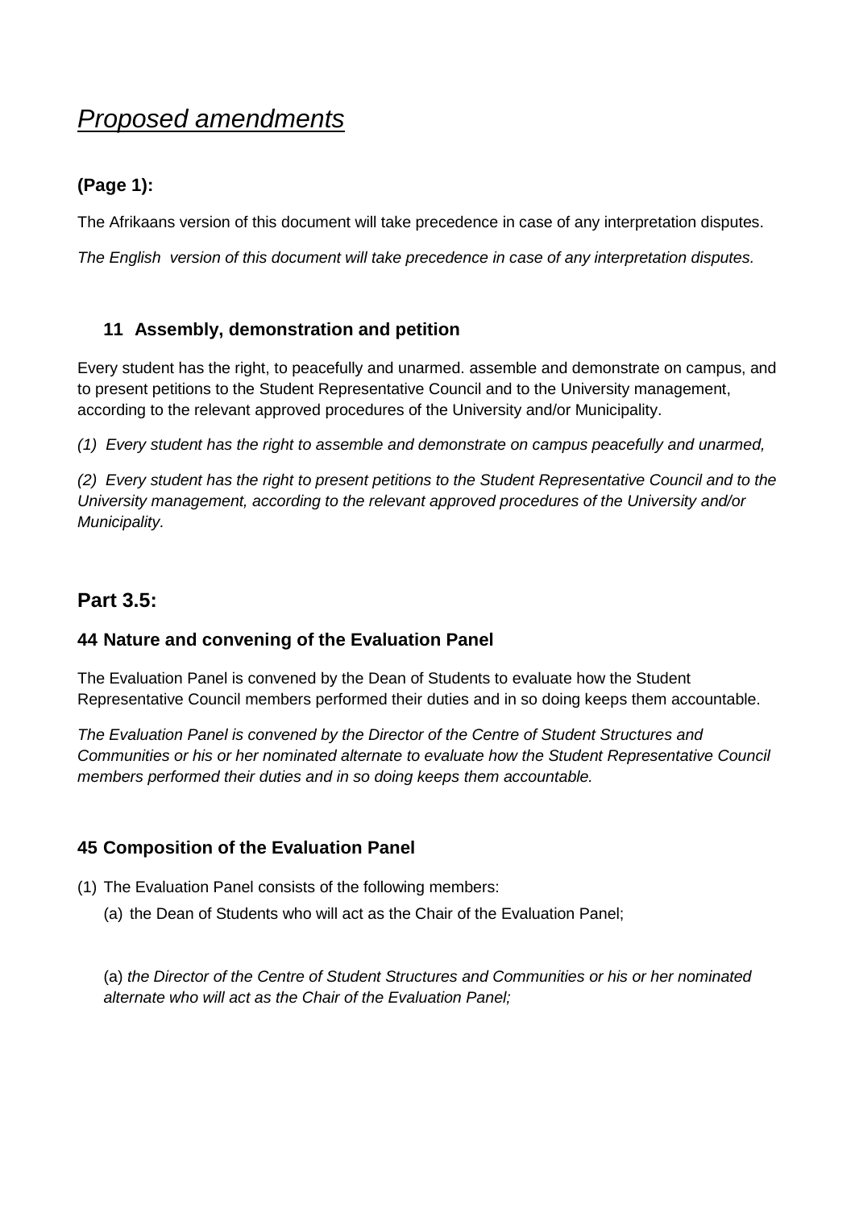# *Proposed amendments*

### (Page 1):

The Afrikaans version of this document will take precedence in case of any interpretation disputes.

*The English  version of this document will take precedence in case of any interpretation disputes.*

### 11 Assembly, demonstration and petition

Every student has the right, to peacefully and unarmed. assemble and demonstrate on campus, and to present petitions to the Student Representative Council and to the University management, according to the relevant approved procedures of the University and/or Municipality.

*(1)  Every student has the right to assemble and demonstrate on campus peacefully and unarmed,*

*(2)  Every student has the right to present petitions to the Student Representative Council and to the University management, according to the relevant approved procedures of the University and/or Municipality.*

## Part 3.5:

### 44 Nature and convening of the Evaluation Panel

The Evaluation Panel is convened by the Dean of Students to evaluate how the Student Representative Council members performed their duties and in so doing keeps them accountable.

*The Evaluation Panel is convened by the Director of the Centre of Student Structures and Communities or his or her nominated alternate to evaluate how the Student Representative Council members performed their duties and in so doing keeps them accountable.*

### 45 Composition of the Evaluation Panel

(1) The Evaluation Panel consists of the following members:

(a) the Dean of Students who will act as the Chair of the Evaluation Panel;

(a) *the Director of the Centre of Student Structures and Communities or his or her nominated alternate who will act as the Chair of the Evaluation Panel;*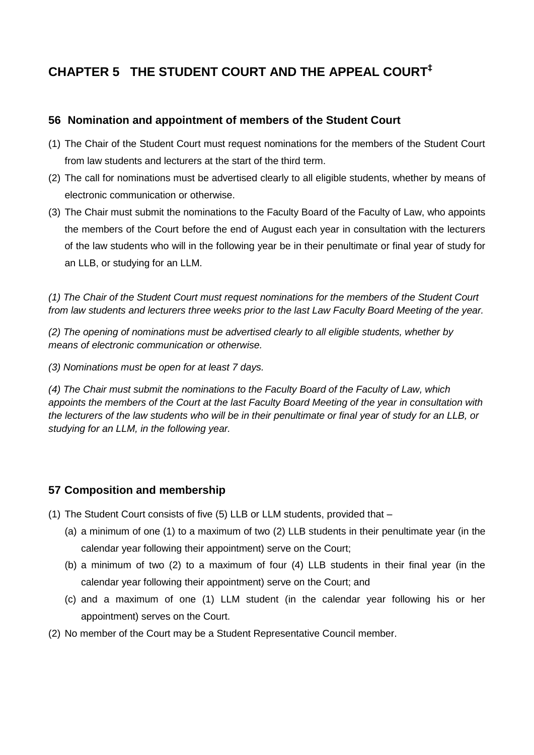# CHAPTER 5 THE STUDENT COURT AND THE APPEAL COURT[‡]

## 56 Nomination and appointment of members of the Student Court

(1) The Chair of the Student Court must request nominations for the members of the Student Court from law students and lecturers at the start of the third term.

(2) The call for nominations must be advertised clearly to all eligible students, whether by means of electronic communication or otherwise.

(3) The Chair must submit the nominations to the Faculty Board of the Faculty of Law, who appoints the members of the Court before the end of August each year in consultation with the lecturers of the law students who will in the following year be in their penultimate or final year of study for an LLB, or studying for an LLM.

*(1) The Chair of the Student Court must request nominations for the members of the Student Court from law students and lecturers three weeks prior to the last Law Faculty Board Meeting of the year.*

*(2) The opening of nominations must be advertised clearly to all eligible students, whether by means of electronic communication or otherwise.*

*(3) Nominations must be open for at least 7 days.*

*(4) The Chair must submit the nominations to the Faculty Board of the Faculty of Law, which appoints the members of the Court at the last Faculty Board Meeting of the year in consultation with the lecturers of the law students who will be in their penultimate or final year of study for an LLB, or studying for an LLM, in the following year.*

## 57 Composition and membership

(1) The Student Court consists of five (5) LLB or LLM students, provided that –

   (a) a minimum of one (1) to a maximum of two (2) LLB students in their penultimate year (in the calendar year following their appointment) serve on the Court;

   (b) a minimum of two (2) to a maximum of four (4) LLB students in their final year (in the calendar year following their appointment) serve on the Court; and

   (c) and a maximum of one (1) LLM student (in the calendar year following his or her appointment) serves on the Court.

(2) No member of the Court may be a Student Representative Council member.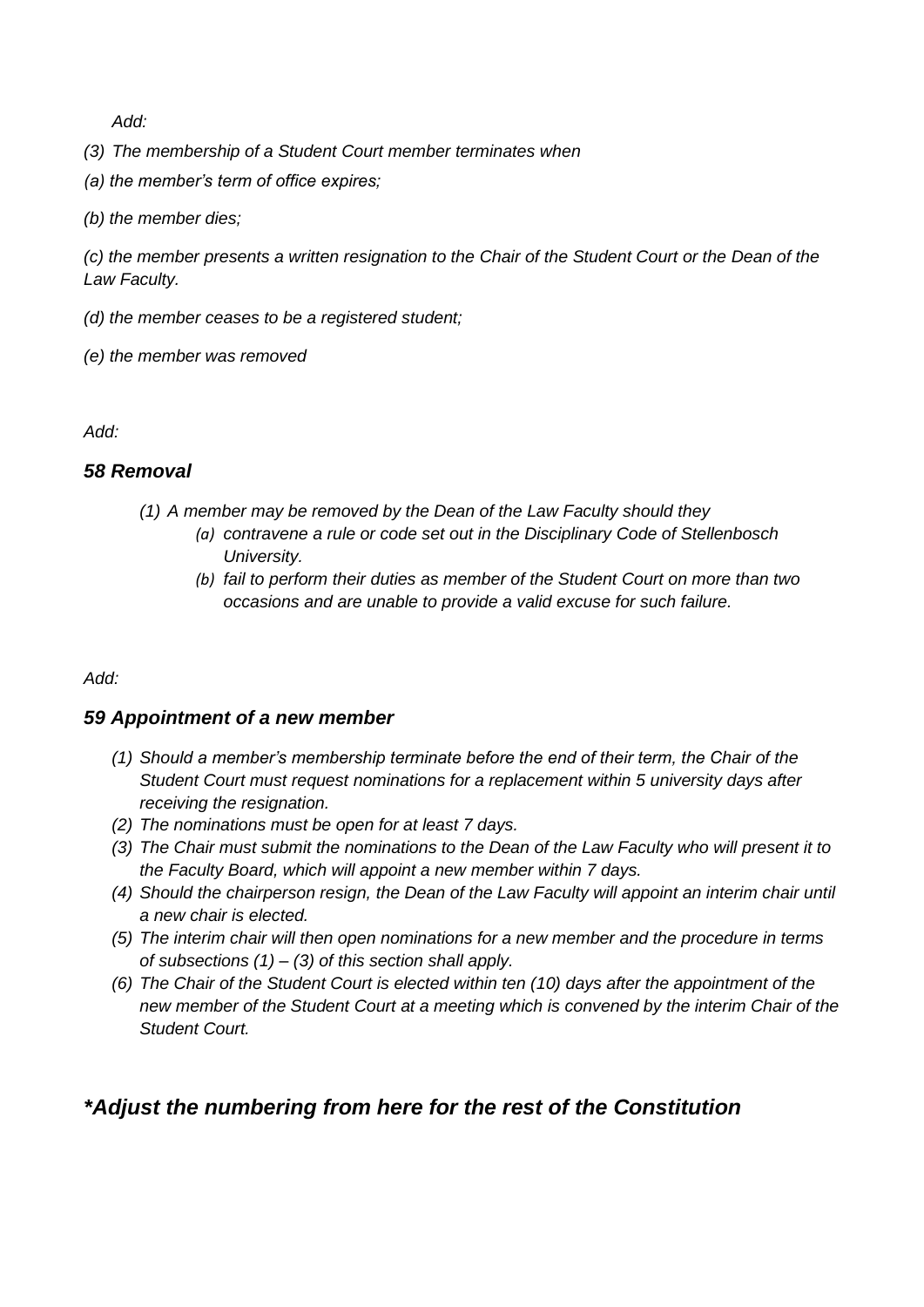*Add:*

*(3) The membership of a Student Court member terminates when*

*(a) the member's term of office expires;*

*(b) the member dies;*

*(c) the member presents a written resignation to the Chair of the Student Court or the Dean of the Law Faculty.*

*(d) the member ceases to be a registered student;*

*(e) the member was removed*

*Add:*

### *58 Removal*

*(1) A member may be removed by the Dean of the Law Faculty should they*

- *(a) contravene a rule or code set out in the Disciplinary Code of Stellenbosch University.*
- *(b) fail to perform their duties as member of the Student Court on more than two occasions and are unable to provide a valid excuse for such failure.*

*Add:*

### *59 Appointment of a new member*

*(1) Should a member's membership terminate before the end of their term, the Chair of the Student Court must request nominations for a replacement within 5 university days after receiving the resignation.*

*(2) The nominations must be open for at least 7 days.*

*(3) The Chair must submit the nominations to the Dean of the Law Faculty who will present it to the Faculty Board, which will appoint a new member within 7 days.*

*(4) Should the chairperson resign, the Dean of the Law Faculty will appoint an interim chair until a new chair is elected.*

*(5) The interim chair will then open nominations for a new member and the procedure in terms of subsections (1) – (3) of this section shall apply.*

*(6) The Chair of the Student Court is elected within ten (10) days after the appointment of the new member of the Student Court at a meeting which is convened by the interim Chair of the Student Court.*

## *\*Adjust the numbering from here for the rest of the Constitution*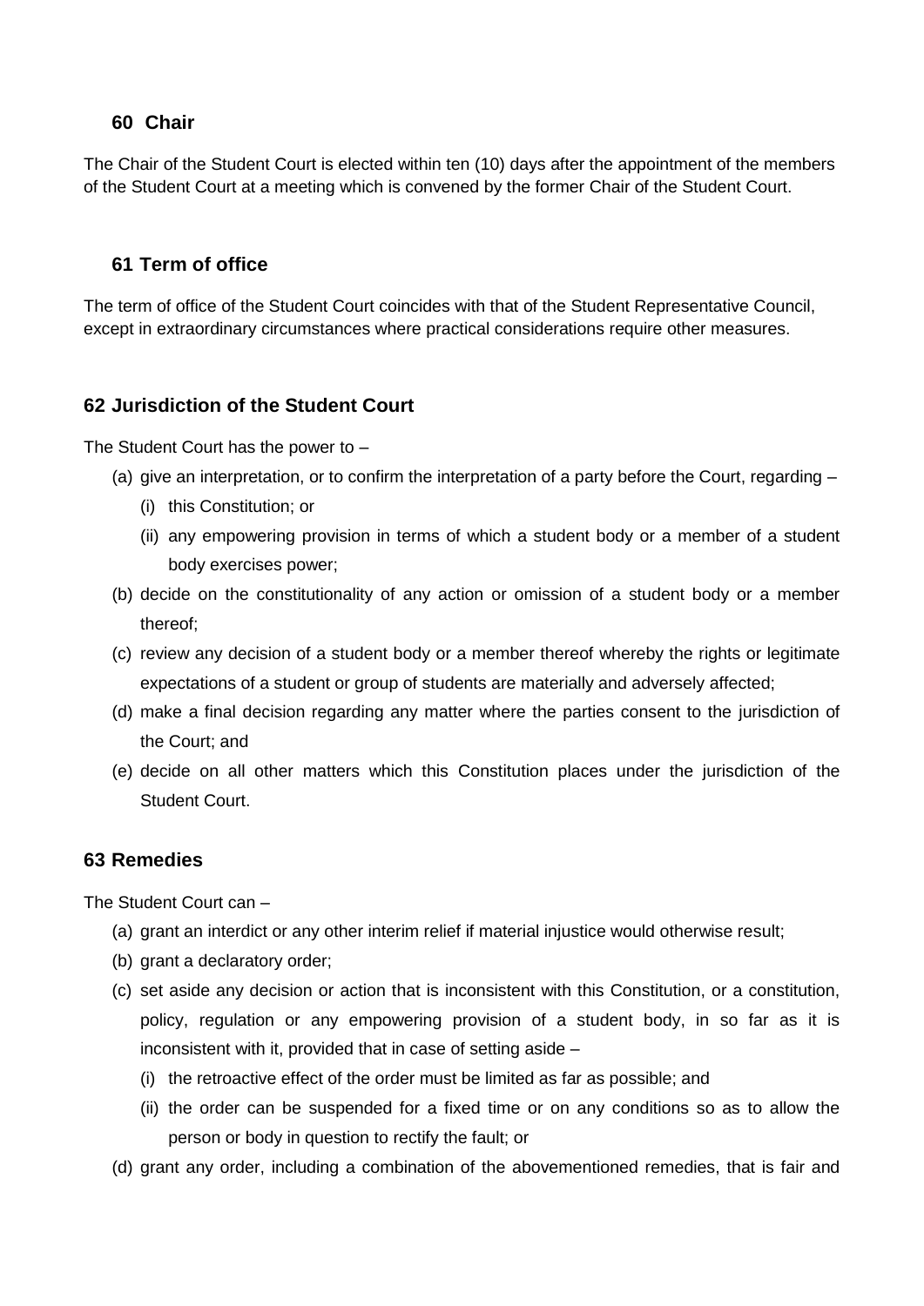## 60 Chair

The Chair of the Student Court is elected within ten (10) days after the appointment of the members of the Student Court at a meeting which is convened by the former Chair of the Student Court.

## 61 Term of office

The term of office of the Student Court coincides with that of the Student Representative Council, except in extraordinary circumstances where practical considerations require other measures.

## 62 Jurisdiction of the Student Court

The Student Court has the power to –

- (a) give an interpretation, or to confirm the interpretation of a party before the Court, regarding –
  - (i) this Constitution; or
  - (ii) any empowering provision in terms of which a student body or a member of a student body exercises power;
- (b) decide on the constitutionality of any action or omission of a student body or a member thereof;
- (c) review any decision of a student body or a member thereof whereby the rights or legitimate expectations of a student or group of students are materially and adversely affected;
- (d) make a final decision regarding any matter where the parties consent to the jurisdiction of the Court; and
- (e) decide on all other matters which this Constitution places under the jurisdiction of the Student Court.

## 63 Remedies

The Student Court can –

- (a) grant an interdict or any other interim relief if material injustice would otherwise result;
- (b) grant a declaratory order;
- (c) set aside any decision or action that is inconsistent with this Constitution, or a constitution, policy, regulation or any empowering provision of a student body, in so far as it is inconsistent with it, provided that in case of setting aside –
  - (i) the retroactive effect of the order must be limited as far as possible; and
  - (ii) the order can be suspended for a fixed time or on any conditions so as to allow the person or body in question to rectify the fault; or
- (d) grant any order, including a combination of the abovementioned remedies, that is fair and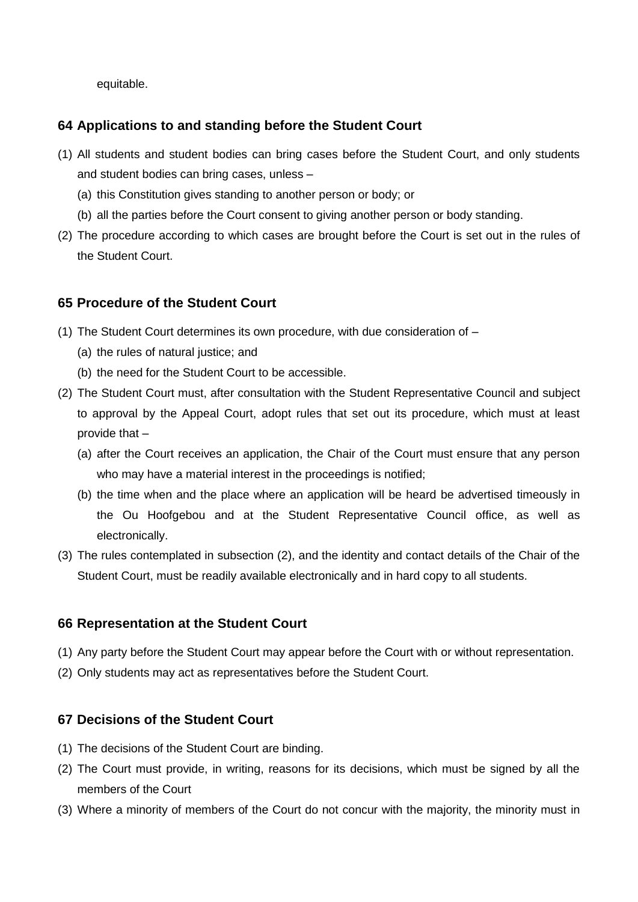equitable.

## 64 Applications to and standing before the Student Court

(1) All students and student bodies can bring cases before the Student Court, and only students and student bodies can bring cases, unless –

   (a) this Constitution gives standing to another person or body; or

   (b) all the parties before the Court consent to giving another person or body standing.

(2) The procedure according to which cases are brought before the Court is set out in the rules of the Student Court.

## 65 Procedure of the Student Court

(1) The Student Court determines its own procedure, with due consideration of –

   (a) the rules of natural justice; and

   (b) the need for the Student Court to be accessible.

(2) The Student Court must, after consultation with the Student Representative Council and subject to approval by the Appeal Court, adopt rules that set out its procedure, which must at least provide that –

   (a) after the Court receives an application, the Chair of the Court must ensure that any person who may have a material interest in the proceedings is notified;

   (b) the time when and the place where an application will be heard be advertised timeously in the Ou Hoofgebou and at the Student Representative Council office, as well as electronically.

(3) The rules contemplated in subsection (2), and the identity and contact details of the Chair of the Student Court, must be readily available electronically and in hard copy to all students.

## 66 Representation at the Student Court

(1) Any party before the Student Court may appear before the Court with or without representation.

(2) Only students may act as representatives before the Student Court.

## 67 Decisions of the Student Court

(1) The decisions of the Student Court are binding.

(2) The Court must provide, in writing, reasons for its decisions, which must be signed by all the members of the Court

(3) Where a minority of members of the Court do not concur with the majority, the minority must in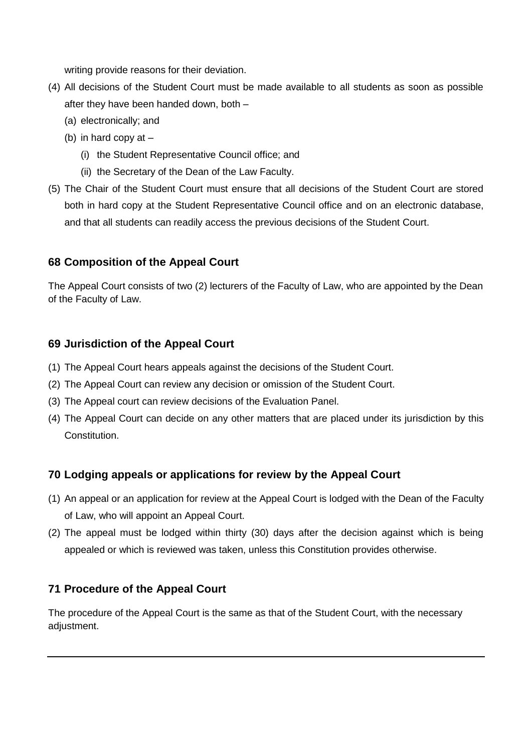writing provide reasons for their deviation.

(4) All decisions of the Student Court must be made available to all students as soon as possible after they have been handed down, both –

  (a) electronically; and

  (b) in hard copy at –

    (i) the Student Representative Council office; and

    (ii) the Secretary of the Dean of the Law Faculty.

(5) The Chair of the Student Court must ensure that all decisions of the Student Court are stored both in hard copy at the Student Representative Council office and on an electronic database, and that all students can readily access the previous decisions of the Student Court.

### 68 Composition of the Appeal Court

The Appeal Court consists of two (2) lecturers of the Faculty of Law, who are appointed by the Dean of the Faculty of Law.

### 69 Jurisdiction of the Appeal Court

(1) The Appeal Court hears appeals against the decisions of the Student Court.

(2) The Appeal Court can review any decision or omission of the Student Court.

(3) The Appeal court can review decisions of the Evaluation Panel.

(4) The Appeal Court can decide on any other matters that are placed under its jurisdiction by this Constitution.

### 70 Lodging appeals or applications for review by the Appeal Court

(1) An appeal or an application for review at the Appeal Court is lodged with the Dean of the Faculty of Law, who will appoint an Appeal Court.

(2) The appeal must be lodged within thirty (30) days after the decision against which is being appealed or which is reviewed was taken, unless this Constitution provides otherwise.

### 71 Procedure of the Appeal Court

The procedure of the Appeal Court is the same as that of the Student Court, with the necessary adjustment.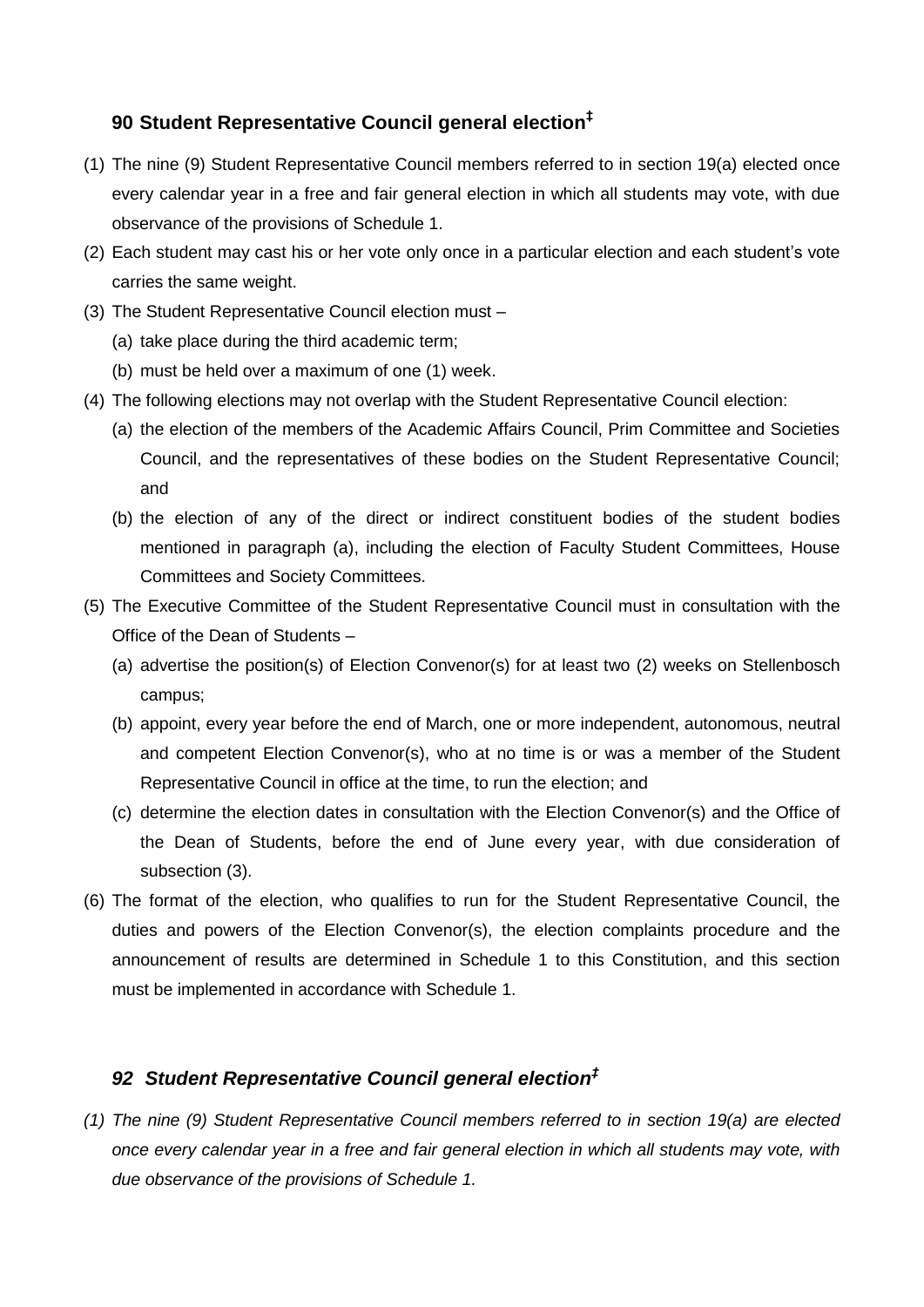## 90 Student Representative Council general election‡

(1) The nine (9) Student Representative Council members referred to in section 19(a) elected once every calendar year in a free and fair general election in which all students may vote, with due observance of the provisions of Schedule 1.

(2) Each student may cast his or her vote only once in a particular election and each student's vote carries the same weight.

(3) The Student Representative Council election must –

  (a) take place during the third academic term;

  (b) must be held over a maximum of one (1) week.

(4) The following elections may not overlap with the Student Representative Council election:

  (a) the election of the members of the Academic Affairs Council, Prim Committee and Societies Council, and the representatives of these bodies on the Student Representative Council; and

  (b) the election of any of the direct or indirect constituent bodies of the student bodies mentioned in paragraph (a), including the election of Faculty Student Committees, House Committees and Society Committees.

(5) The Executive Committee of the Student Representative Council must in consultation with the Office of the Dean of Students –

  (a) advertise the position(s) of Election Convenor(s) for at least two (2) weeks on Stellenbosch campus;

  (b) appoint, every year before the end of March, one or more independent, autonomous, neutral and competent Election Convenor(s), who at no time is or was a member of the Student Representative Council in office at the time, to run the election; and

  (c) determine the election dates in consultation with the Election Convenor(s) and the Office of the Dean of Students, before the end of June every year, with due consideration of subsection (3).

(6) The format of the election, who qualifies to run for the Student Representative Council, the duties and powers of the Election Convenor(s), the election complaints procedure and the announcement of results are determined in Schedule 1 to this Constitution, and this section must be implemented in accordance with Schedule 1.

## *92 Student Representative Council general election‡*

*(1) The nine (9) Student Representative Council members referred to in section 19(a) are elected once every calendar year in a free and fair general election in which all students may vote, with due observance of the provisions of Schedule 1.*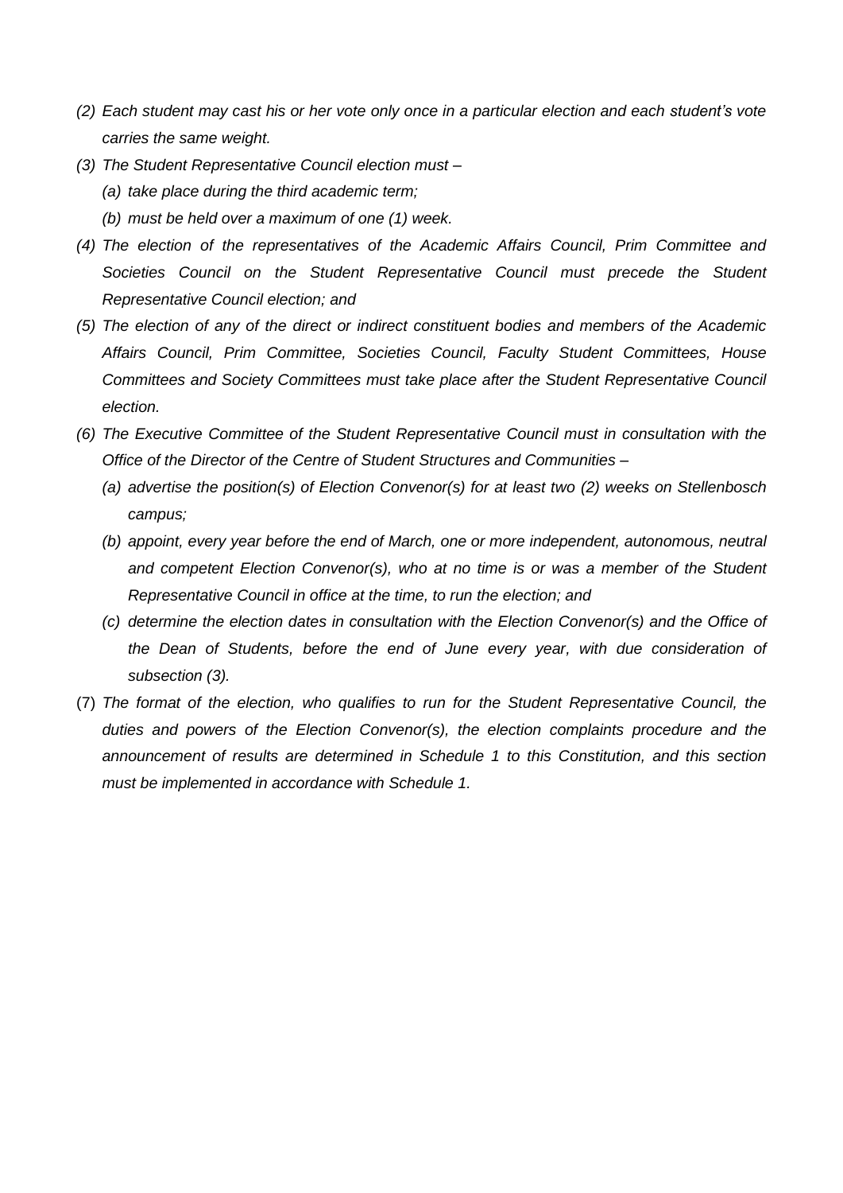*(2) Each student may cast his or her vote only once in a particular election and each student's vote carries the same weight.*

*(3) The Student Representative Council election must –*

*(a) take place during the third academic term;*

*(b) must be held over a maximum of one (1) week.*

*(4) The election of the representatives of the Academic Affairs Council, Prim Committee and Societies Council on the Student Representative Council must precede the Student Representative Council election; and*

*(5) The election of any of the direct or indirect constituent bodies and members of the Academic Affairs Council, Prim Committee, Societies Council, Faculty Student Committees, House Committees and Society Committees must take place after the Student Representative Council election.*

*(6) The Executive Committee of the Student Representative Council must in consultation with the Office of the Director of the Centre of Student Structures and Communities –*

*(a) advertise the position(s) of Election Convenor(s) for at least two (2) weeks on Stellenbosch campus;*

*(b) appoint, every year before the end of March, one or more independent, autonomous, neutral and competent Election Convenor(s), who at no time is or was a member of the Student Representative Council in office at the time, to run the election; and*

*(c) determine the election dates in consultation with the Election Convenor(s) and the Office of the Dean of Students, before the end of June every year, with due consideration of subsection (3).*

(7) *The format of the election, who qualifies to run for the Student Representative Council, the duties and powers of the Election Convenor(s), the election complaints procedure and the announcement of results are determined in Schedule 1 to this Constitution, and this section must be implemented in accordance with Schedule 1.*